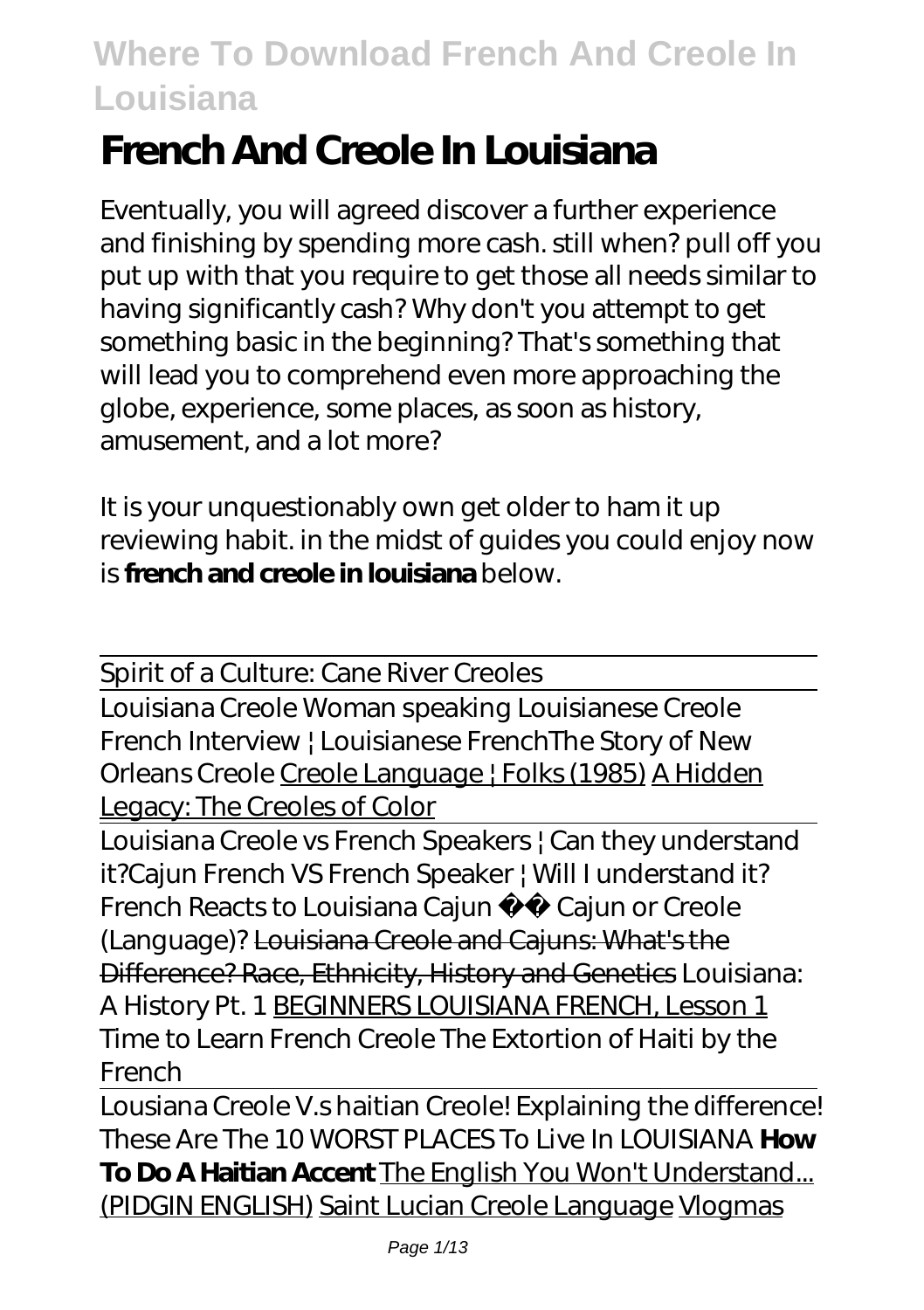# Where To Download French And Creole In Louisiana

# French And Creole In Louisiana

Eventually, you will agreed discover a further experience and finishing by spending more cash. still when? pull off you put up with that you require to get those all needs similar to having significantly cash? Why don't you attempt to get something basic in the beginning? That's something that will lead you to comprehend even more approaching the globe, experience, some places, as soon as history, amusement, and a lot more?

It is your unquestionably own get older to ham it up reviewing habit. in the midst of guides you could enjoy now is **french and creole in louisiana** below.

---

Spirit of a Culture: Cane River Creoles

---

Louisiana Creole Woman speaking Louisianese Creole French Interview | Louisianese French *The Story of New Orleans Creole* Creole Language | Folks (1985) A Hidden Legacy: The Creoles of Color

---

Louisiana Creole vs French Speakers | Can they understand it?*Cajun French VS French Speaker | Will I understand it?* *French Reacts to Louisiana Cajun ⚜️ Cajun or Creole (Language)?* Louisiana Creole and Cajuns: What's the Difference? Race, Ethnicity, History and Genetics *Louisiana: A History Pt. 1* BEGINNERS LOUISIANA FRENCH, Lesson 1 *Time to Learn French Creole The Extortion of Haiti by the French*

---

Lousiana Creole V.s haitian Creole! Explaining the difference! *These Are The 10 WORST PLACES To Live In LOUISIANA* **How To Do A Haitian Accent** The English You Won't Understand... (PIDGIN ENGLISH) Saint Lucian Creole Language Vlogmas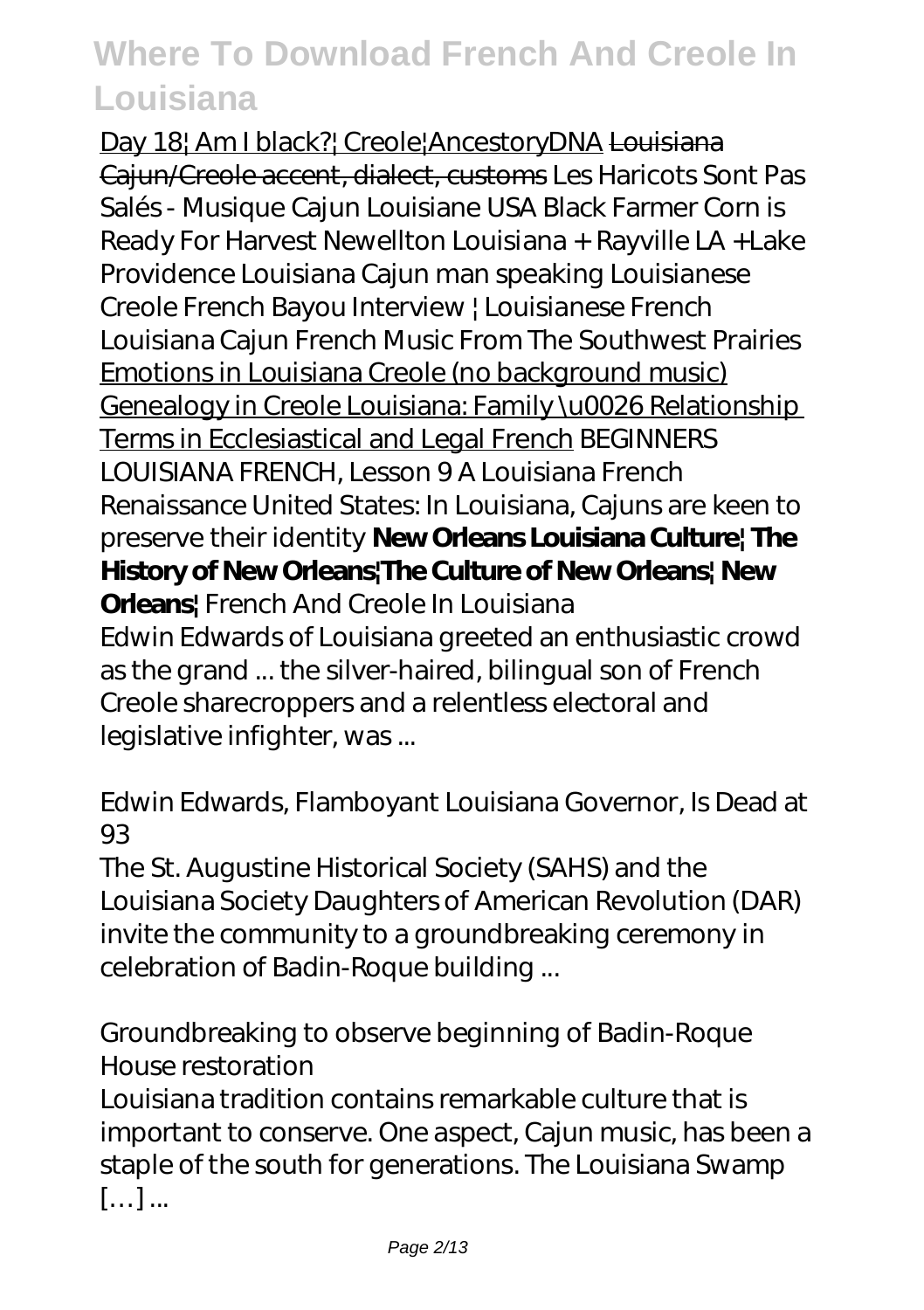Day 18| Am I black?| Creole|AncestoryDNA ~~Louisiana Cajun/Creole accent, dialect, customs~~ *Les Haricots Sont Pas Salés - Musique Cajun Louisiane USA Black Farmer Corn is Ready For Harvest Newellton Louisiana + Rayville LA +Lake Providence Louisiana Cajun man speaking Louisianese Creole French Bayou Interview | Louisianese French Louisiana Cajun French Music From The Southwest Prairies* Emotions in Louisiana Creole (no background music) Genealogy in Creole Louisiana: Family \u0026 Relationship Terms in Ecclesiastical and Legal French *BEGINNERS LOUISIANA FRENCH, Lesson 9 A Louisiana French Renaissance United States: In Louisiana, Cajuns are keen to preserve their identity* **New Orleans Louisiana Culture| The History of New Orleans|The Culture of New Orleans| New Orleans|** *French And Creole In Louisiana*

Edwin Edwards of Louisiana greeted an enthusiastic crowd as the grand ... the silver-haired, bilingual son of French Creole sharecroppers and a relentless electoral and legislative infighter, was ...

*Edwin Edwards, Flamboyant Louisiana Governor, Is Dead at 93*

The St. Augustine Historical Society (SAHS) and the Louisiana Society Daughters of American Revolution (DAR) invite the community to a groundbreaking ceremony in celebration of Badin-Roque building ...

*Groundbreaking to observe beginning of Badin-Roque House restoration*

Louisiana tradition contains remarkable culture that is important to conserve. One aspect, Cajun music, has been a staple of the south for generations. The Louisiana Swamp [...] ...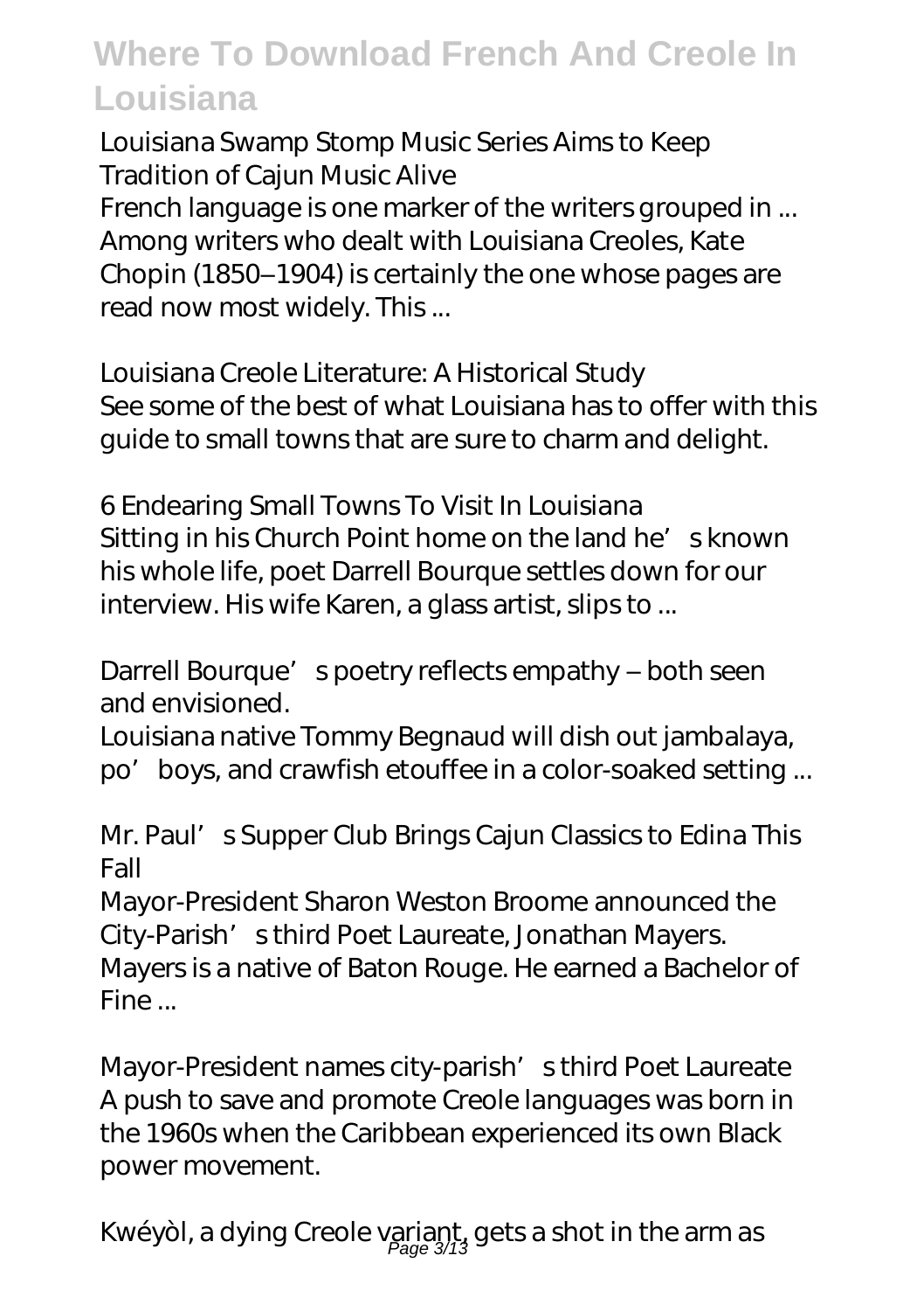*Louisiana Swamp Stomp Music Series Aims to Keep Tradition of Cajun Music Alive*

French language is one marker of the writers grouped in ... Among writers who dealt with Louisiana Creoles, Kate Chopin (1850–1904) is certainly the one whose pages are read now most widely. This ...

*Louisiana Creole Literature: A Historical Study*

See some of the best of what Louisiana has to offer with this guide to small towns that are sure to charm and delight.

*6 Endearing Small Towns To Visit In Louisiana*

Sitting in his Church Point home on the land he's known his whole life, poet Darrell Bourque settles down for our interview. His wife Karen, a glass artist, slips to ...

*Darrell Bourque's poetry reflects empathy – both seen and envisioned.*

Louisiana native Tommy Begnaud will dish out jambalaya, po' boys, and crawfish etouffee in a color-soaked setting ...

*Mr. Paul's Supper Club Brings Cajun Classics to Edina This Fall*

Mayor-President Sharon Weston Broome announced the City-Parish's third Poet Laureate, Jonathan Mayers. Mayers is a native of Baton Rouge. He earned a Bachelor of Fine ...

*Mayor-President names city-parish's third Poet Laureate*

A push to save and promote Creole languages was born in the 1960s when the Caribbean experienced its own Black power movement.

*Kwéyòl, a dying Creole variant, gets a shot in the arm as*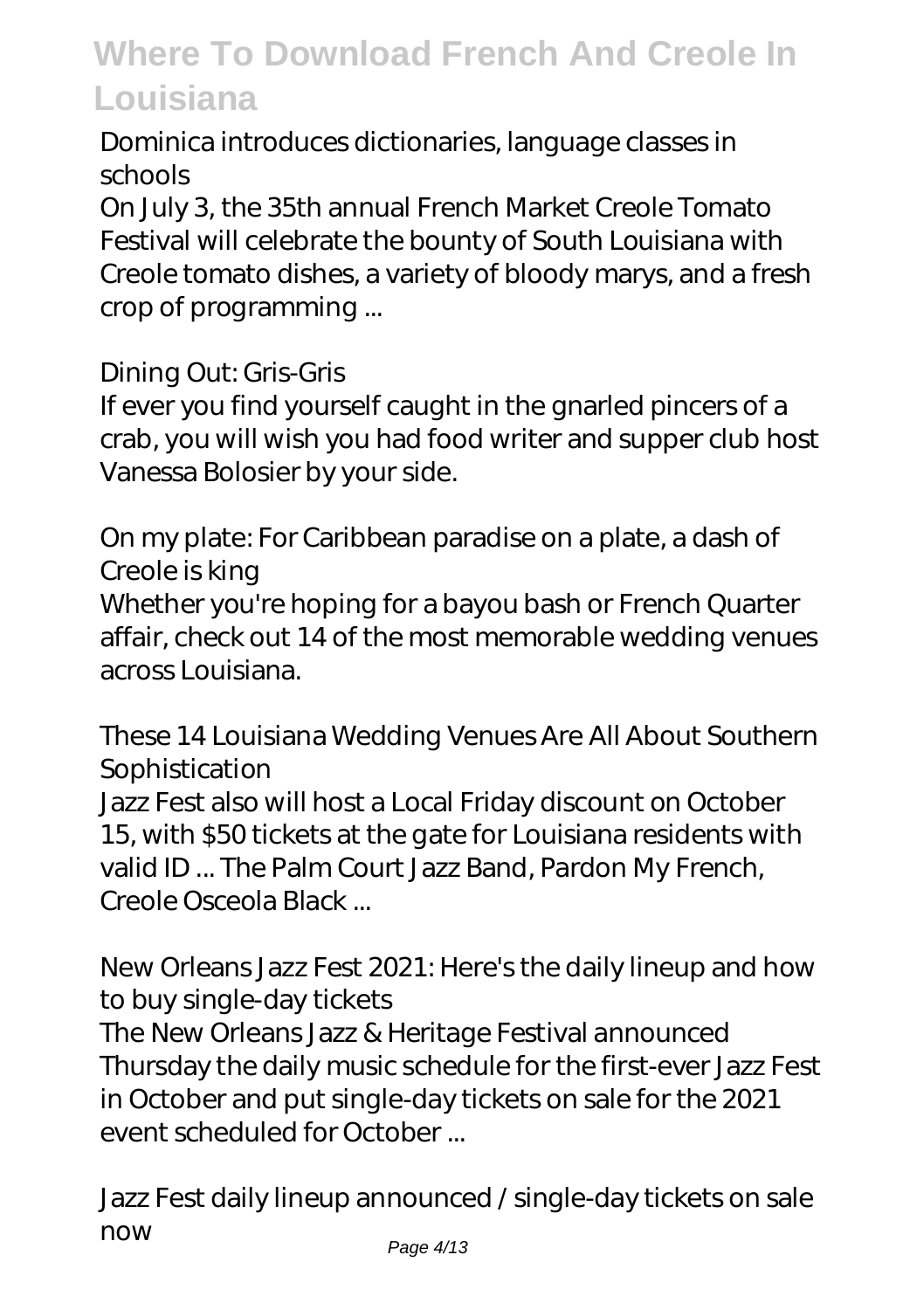*Dominica introduces dictionaries, language classes in schools*

On July 3, the 35th annual French Market Creole Tomato Festival will celebrate the bounty of South Louisiana with Creole tomato dishes, a variety of bloody marys, and a fresh crop of programming ...

*Dining Out: Gris-Gris*

If ever you find yourself caught in the gnarled pincers of a crab, you will wish you had food writer and supper club host Vanessa Bolosier by your side.

*On my plate: For Caribbean paradise on a plate, a dash of Creole is king*

Whether you're hoping for a bayou bash or French Quarter affair, check out 14 of the most memorable wedding venues across Louisiana.

*These 14 Louisiana Wedding Venues Are All About Southern Sophistication*

Jazz Fest also will host a Local Friday discount on October 15, with $50 tickets at the gate for Louisiana residents with valid ID ... The Palm Court Jazz Band, Pardon My French, Creole Osceola Black ...

*New Orleans Jazz Fest 2021: Here's the daily lineup and how to buy single-day tickets*

The New Orleans Jazz & Heritage Festival announced Thursday the daily music schedule for the first-ever Jazz Fest in October and put single-day tickets on sale for the 2021 event scheduled for October ...

*Jazz Fest daily lineup announced / single-day tickets on sale now*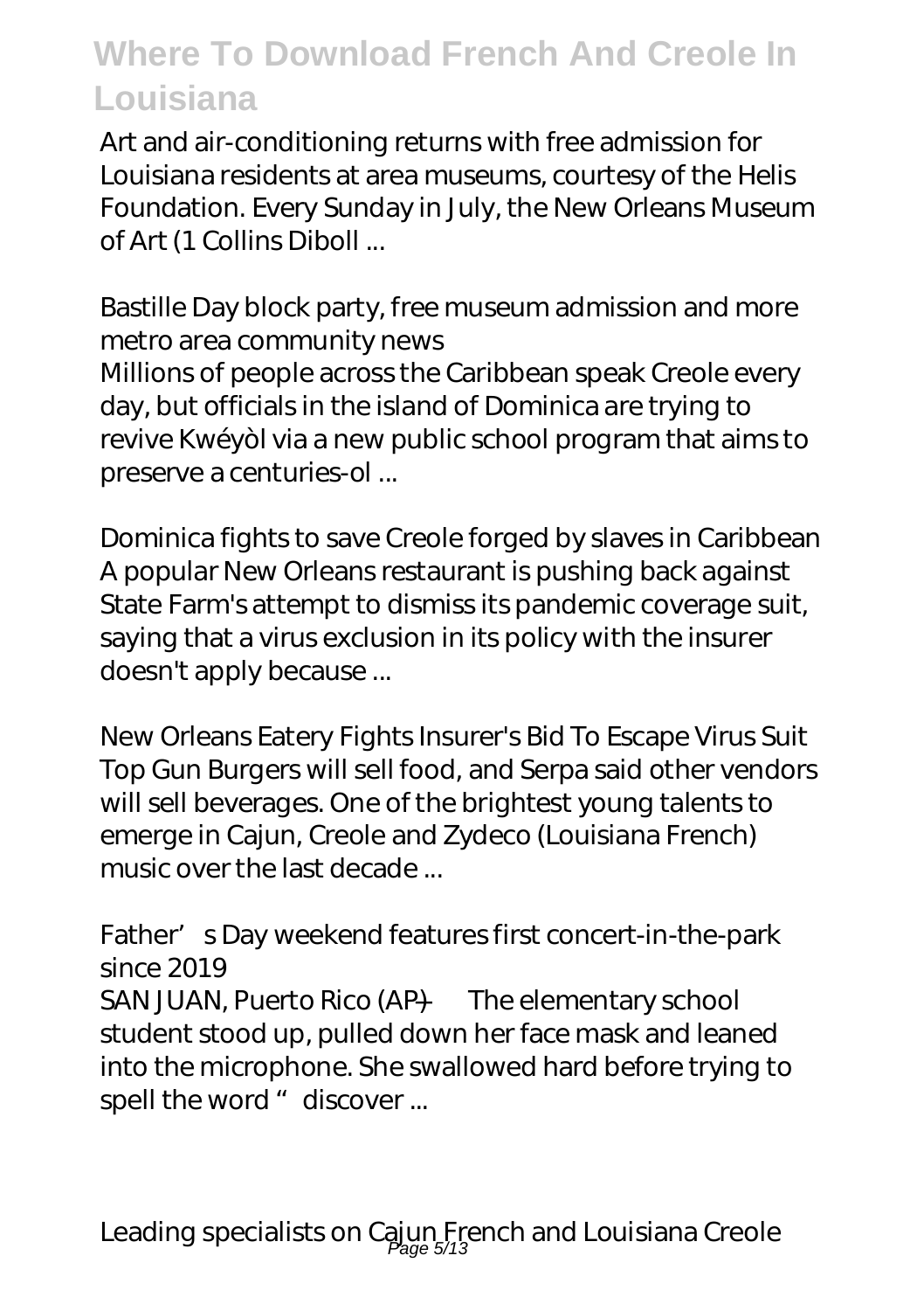Art and air-conditioning returns with free admission for Louisiana residents at area museums, courtesy of the Helis Foundation. Every Sunday in July, the New Orleans Museum of Art (1 Collins Diboll ...

*Bastille Day block party, free museum admission and more metro area community news*

Millions of people across the Caribbean speak Creole every day, but officials in the island of Dominica are trying to revive Kwéyòl via a new public school program that aims to preserve a centuries-ol ...

*Dominica fights to save Creole forged by slaves in Caribbean*

A popular New Orleans restaurant is pushing back against State Farm's attempt to dismiss its pandemic coverage suit, saying that a virus exclusion in its policy with the insurer doesn't apply because ...

*New Orleans Eatery Fights Insurer's Bid To Escape Virus Suit*

Top Gun Burgers will sell food, and Serpa said other vendors will sell beverages. One of the brightest young talents to emerge in Cajun, Creole and Zydeco (Louisiana French) music over the last decade ...

*Father's Day weekend features first concert-in-the-park since 2019*

SAN JUAN, Puerto Rico (AP) — The elementary school student stood up, pulled down her face mask and leaned into the microphone. She swallowed hard before trying to spell the word "discover ...

Leading specialists on Cajun French and Louisiana Creole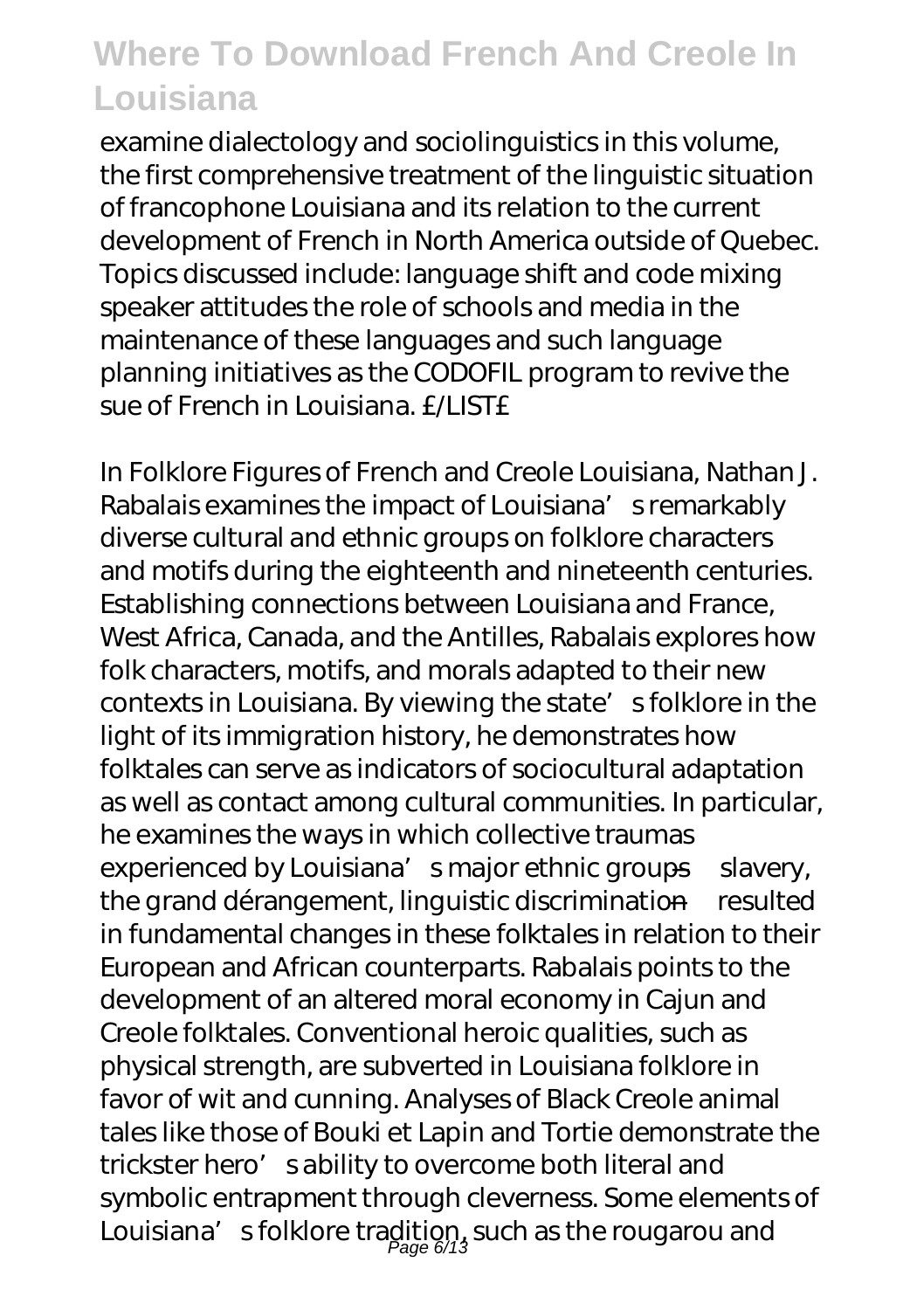examine dialectology and sociolinguistics in this volume, the first comprehensive treatment of the linguistic situation of francophone Louisiana and its relation to the current development of French in North America outside of Quebec. Topics discussed include: language shift and code mixing speaker attitudes the role of schools and media in the maintenance of these languages and such language planning initiatives as the CODOFIL program to revive the sue of French in Louisiana. £/LIST£

In Folklore Figures of French and Creole Louisiana, Nathan J. Rabalais examines the impact of Louisiana's remarkably diverse cultural and ethnic groups on folklore characters and motifs during the eighteenth and nineteenth centuries. Establishing connections between Louisiana and France, West Africa, Canada, and the Antilles, Rabalais explores how folk characters, motifs, and morals adapted to their new contexts in Louisiana. By viewing the state's folklore in the light of its immigration history, he demonstrates how folktales can serve as indicators of sociocultural adaptation as well as contact among cultural communities. In particular, he examines the ways in which collective traumas experienced by Louisiana's major ethnic groups—slavery, the grand dérangement, linguistic discrimination—resulted in fundamental changes in these folktales in relation to their European and African counterparts. Rabalais points to the development of an altered moral economy in Cajun and Creole folktales. Conventional heroic qualities, such as physical strength, are subverted in Louisiana folklore in favor of wit and cunning. Analyses of Black Creole animal tales like those of Bouki et Lapin and Tortie demonstrate the trickster hero's ability to overcome both literal and symbolic entrapment through cleverness. Some elements of Louisiana's folklore tradition, such as the rougarou and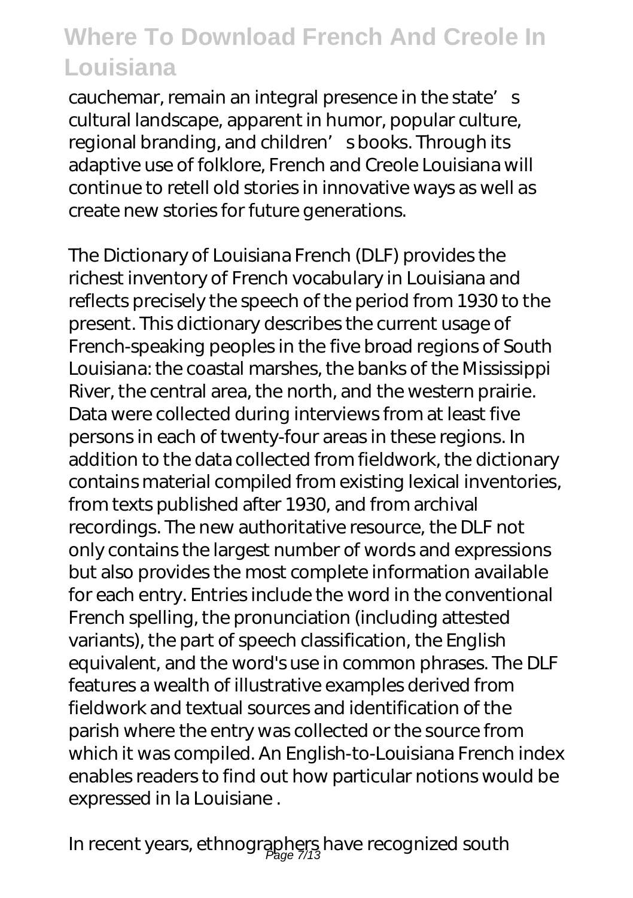cauchemar, remain an integral presence in the state's cultural landscape, apparent in humor, popular culture, regional branding, and children's books. Through its adaptive use of folklore, French and Creole Louisiana will continue to retell old stories in innovative ways as well as create new stories for future generations.

The Dictionary of Louisiana French (DLF) provides the richest inventory of French vocabulary in Louisiana and reflects precisely the speech of the period from 1930 to the present. This dictionary describes the current usage of French-speaking peoples in the five broad regions of South Louisiana: the coastal marshes, the banks of the Mississippi River, the central area, the north, and the western prairie. Data were collected during interviews from at least five persons in each of twenty-four areas in these regions. In addition to the data collected from fieldwork, the dictionary contains material compiled from existing lexical inventories, from texts published after 1930, and from archival recordings. The new authoritative resource, the DLF not only contains the largest number of words and expressions but also provides the most complete information available for each entry. Entries include the word in the conventional French spelling, the pronunciation (including attested variants), the part of speech classification, the English equivalent, and the word's use in common phrases. The DLF features a wealth of illustrative examples derived from fieldwork and textual sources and identification of the parish where the entry was collected or the source from which it was compiled. An English-to-Louisiana French index enables readers to find out how particular notions would be expressed in la Louisiane .

In recent years, ethnographers have recognized south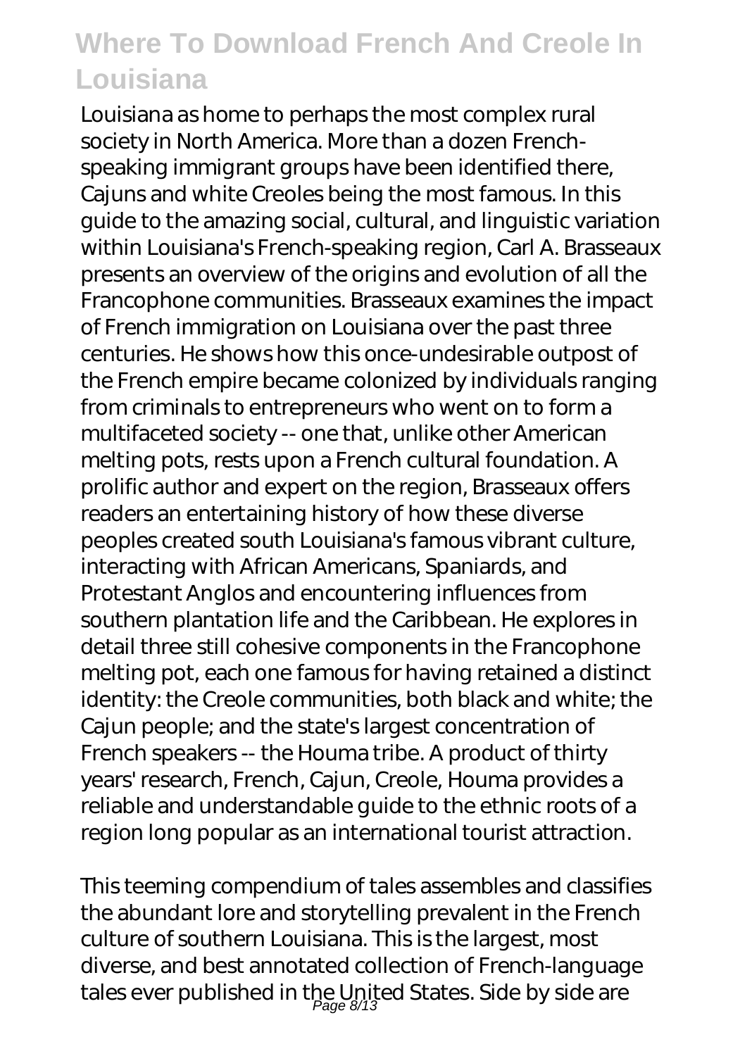Louisiana as home to perhaps the most complex rural society in North America. More than a dozen French-speaking immigrant groups have been identified there, Cajuns and white Creoles being the most famous. In this guide to the amazing social, cultural, and linguistic variation within Louisiana's French-speaking region, Carl A. Brasseaux presents an overview of the origins and evolution of all the Francophone communities. Brasseaux examines the impact of French immigration on Louisiana over the past three centuries. He shows how this once-undesirable outpost of the French empire became colonized by individuals ranging from criminals to entrepreneurs who went on to form a multifaceted society -- one that, unlike other American melting pots, rests upon a French cultural foundation. A prolific author and expert on the region, Brasseaux offers readers an entertaining history of how these diverse peoples created south Louisiana's famous vibrant culture, interacting with African Americans, Spaniards, and Protestant Anglos and encountering influences from southern plantation life and the Caribbean. He explores in detail three still cohesive components in the Francophone melting pot, each one famous for having retained a distinct identity: the Creole communities, both black and white; the Cajun people; and the state's largest concentration of French speakers -- the Houma tribe. A product of thirty years' research, French, Cajun, Creole, Houma provides a reliable and understandable guide to the ethnic roots of a region long popular as an international tourist attraction.

This teeming compendium of tales assembles and classifies the abundant lore and storytelling prevalent in the French culture of southern Louisiana. This is the largest, most diverse, and best annotated collection of French-language tales ever published in the United States. Side by side are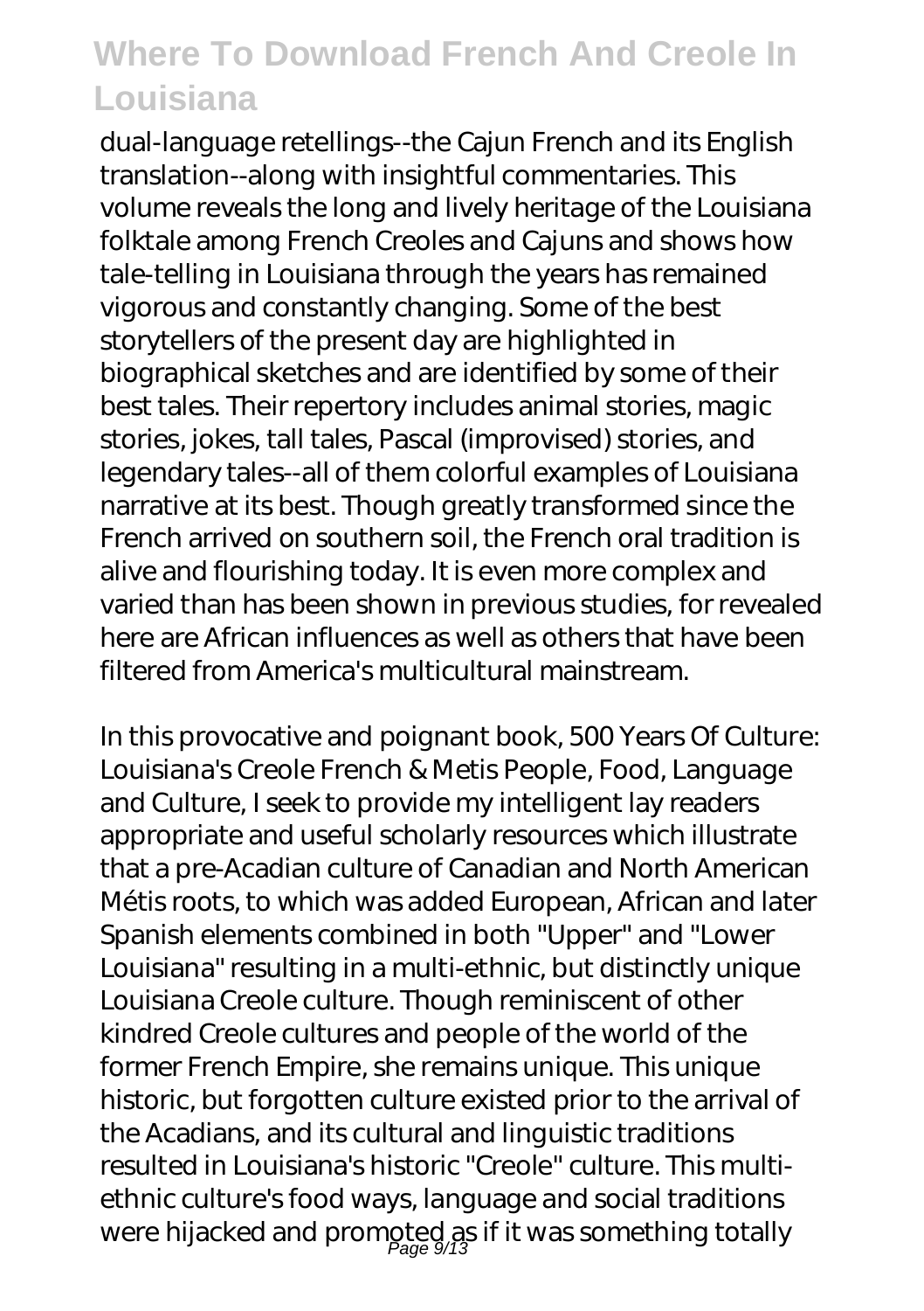dual-language retellings--the Cajun French and its English translation--along with insightful commentaries. This volume reveals the long and lively heritage of the Louisiana folktale among French Creoles and Cajuns and shows how tale-telling in Louisiana through the years has remained vigorous and constantly changing. Some of the best storytellers of the present day are highlighted in biographical sketches and are identified by some of their best tales. Their repertory includes animal stories, magic stories, jokes, tall tales, Pascal (improvised) stories, and legendary tales--all of them colorful examples of Louisiana narrative at its best. Though greatly transformed since the French arrived on southern soil, the French oral tradition is alive and flourishing today. It is even more complex and varied than has been shown in previous studies, for revealed here are African influences as well as others that have been filtered from America's multicultural mainstream.

In this provocative and poignant book, 500 Years Of Culture: Louisiana's Creole French & Metis People, Food, Language and Culture, I seek to provide my intelligent lay readers appropriate and useful scholarly resources which illustrate that a pre-Acadian culture of Canadian and North American Métis roots, to which was added European, African and later Spanish elements combined in both "Upper" and "Lower Louisiana" resulting in a multi-ethnic, but distinctly unique Louisiana Creole culture. Though reminiscent of other kindred Creole cultures and people of the world of the former French Empire, she remains unique. This unique historic, but forgotten culture existed prior to the arrival of the Acadians, and its cultural and linguistic traditions resulted in Louisiana's historic "Creole" culture. This multi-ethnic culture's food ways, language and social traditions were hijacked and promoted as if it was something totally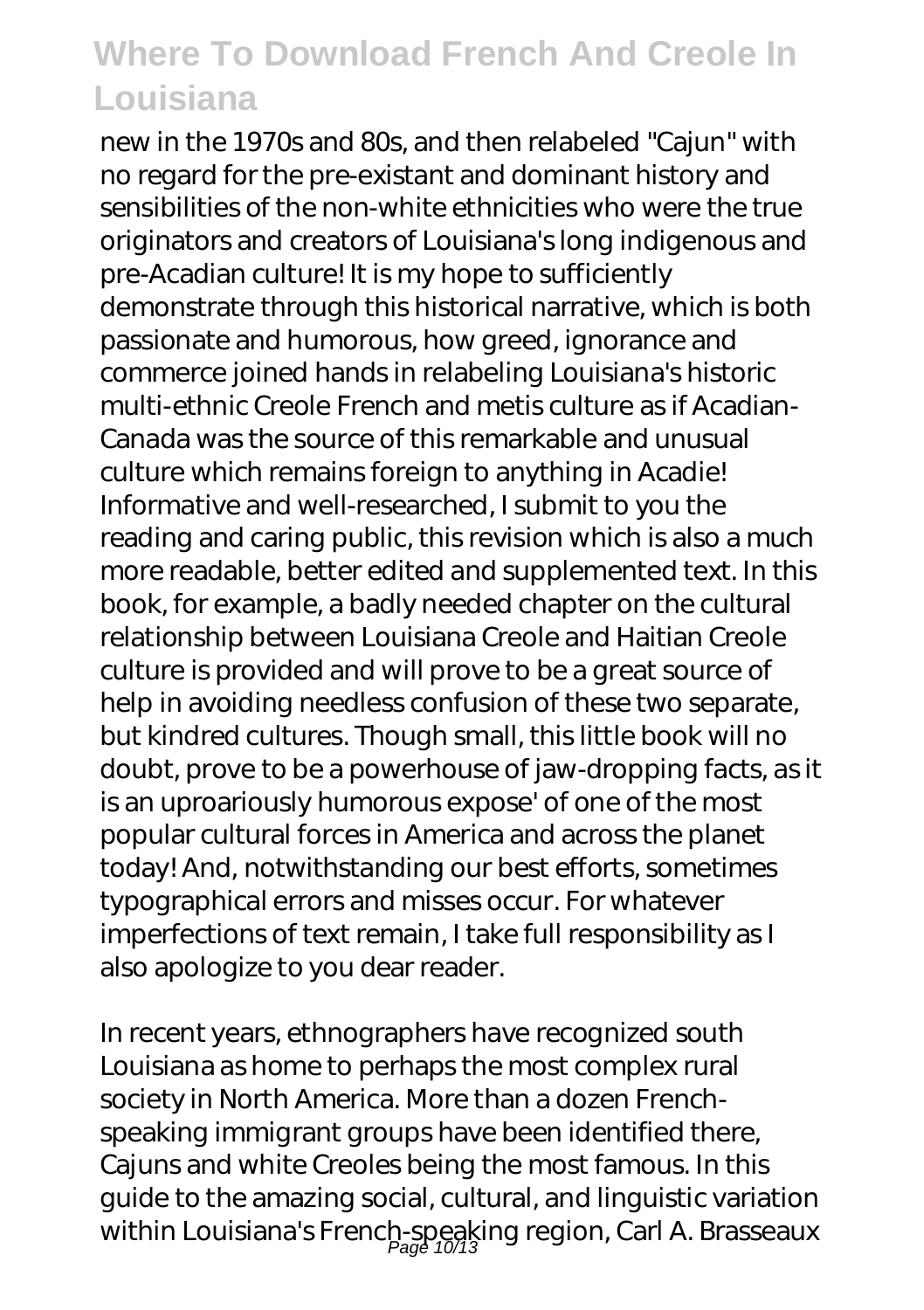new in the 1970s and 80s, and then relabeled "Cajun" with no regard for the pre-existant and dominant history and sensibilities of the non-white ethnicities who were the true originators and creators of Louisiana's long indigenous and pre-Acadian culture! It is my hope to sufficiently demonstrate through this historical narrative, which is both passionate and humorous, how greed, ignorance and commerce joined hands in relabeling Louisiana's historic multi-ethnic Creole French and metis culture as if Acadian-Canada was the source of this remarkable and unusual culture which remains foreign to anything in Acadie! Informative and well-researched, I submit to you the reading and caring public, this revision which is also a much more readable, better edited and supplemented text. In this book, for example, a badly needed chapter on the cultural relationship between Louisiana Creole and Haitian Creole culture is provided and will prove to be a great source of help in avoiding needless confusion of these two separate, but kindred cultures. Though small, this little book will no doubt, prove to be a powerhouse of jaw-dropping facts, as it is an uproariously humorous expose' of one of the most popular cultural forces in America and across the planet today! And, notwithstanding our best efforts, sometimes typographical errors and misses occur. For whatever imperfections of text remain, I take full responsibility as I also apologize to you dear reader.

In recent years, ethnographers have recognized south Louisiana as home to perhaps the most complex rural society in North America. More than a dozen French-speaking immigrant groups have been identified there, Cajuns and white Creoles being the most famous. In this guide to the amazing social, cultural, and linguistic variation within Louisiana's French-speaking region, Carl A. Brasseaux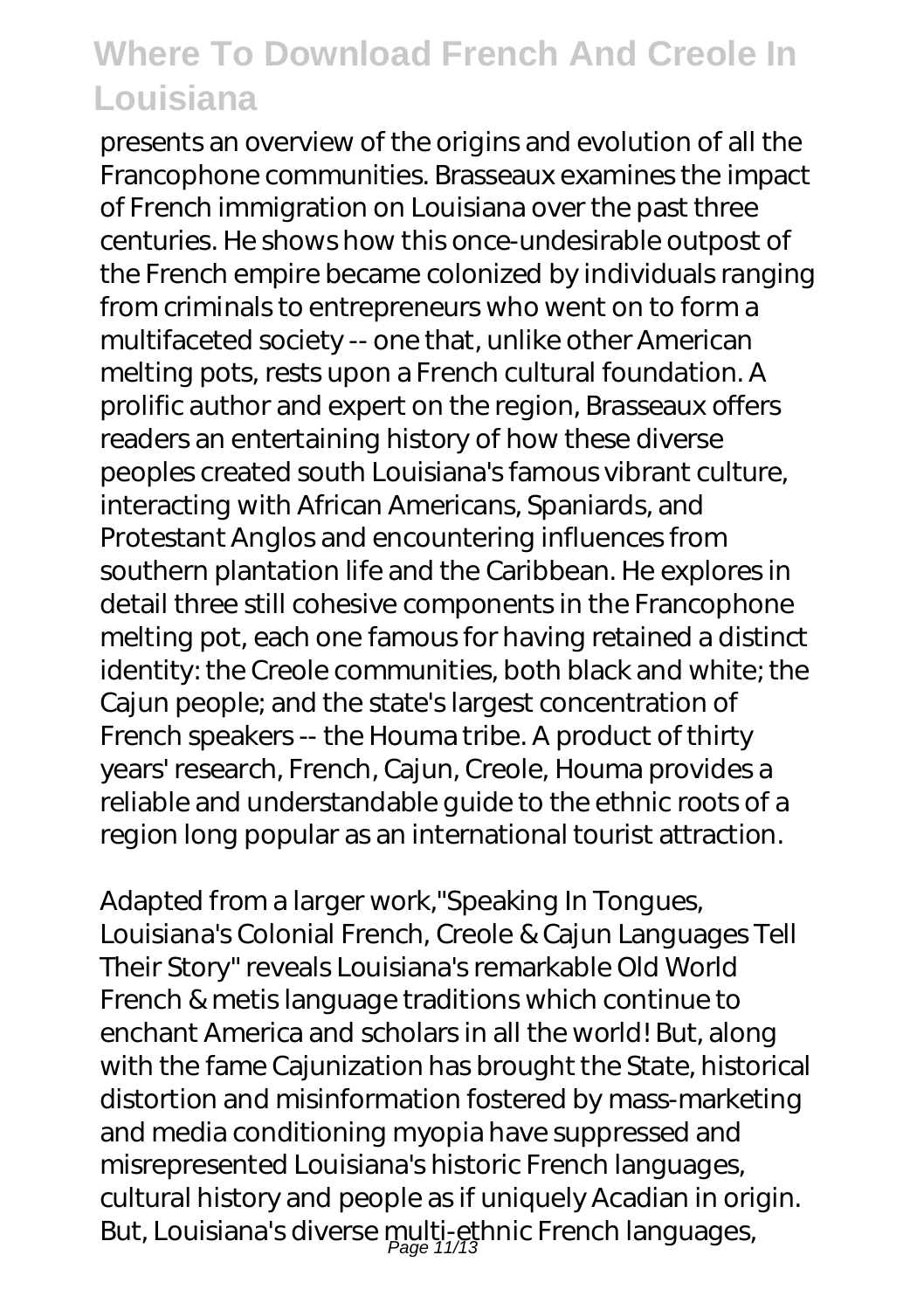presents an overview of the origins and evolution of all the Francophone communities. Brasseaux examines the impact of French immigration on Louisiana over the past three centuries. He shows how this once-undesirable outpost of the French empire became colonized by individuals ranging from criminals to entrepreneurs who went on to form a multifaceted society -- one that, unlike other American melting pots, rests upon a French cultural foundation. A prolific author and expert on the region, Brasseaux offers readers an entertaining history of how these diverse peoples created south Louisiana's famous vibrant culture, interacting with African Americans, Spaniards, and Protestant Anglos and encountering influences from southern plantation life and the Caribbean. He explores in detail three still cohesive components in the Francophone melting pot, each one famous for having retained a distinct identity: the Creole communities, both black and white; the Cajun people; and the state's largest concentration of French speakers -- the Houma tribe. A product of thirty years' research, French, Cajun, Creole, Houma provides a reliable and understandable guide to the ethnic roots of a region long popular as an international tourist attraction.

Adapted from a larger work,"Speaking In Tongues, Louisiana's Colonial French, Creole & Cajun Languages Tell Their Story" reveals Louisiana's remarkable Old World French & metis language traditions which continue to enchant America and scholars in all the world! But, along with the fame Cajunization has brought the State, historical distortion and misinformation fostered by mass-marketing and media conditioning myopia have suppressed and misrepresented Louisiana's historic French languages, cultural history and people as if uniquely Acadian in origin. But, Louisiana's diverse multi-ethnic French languages,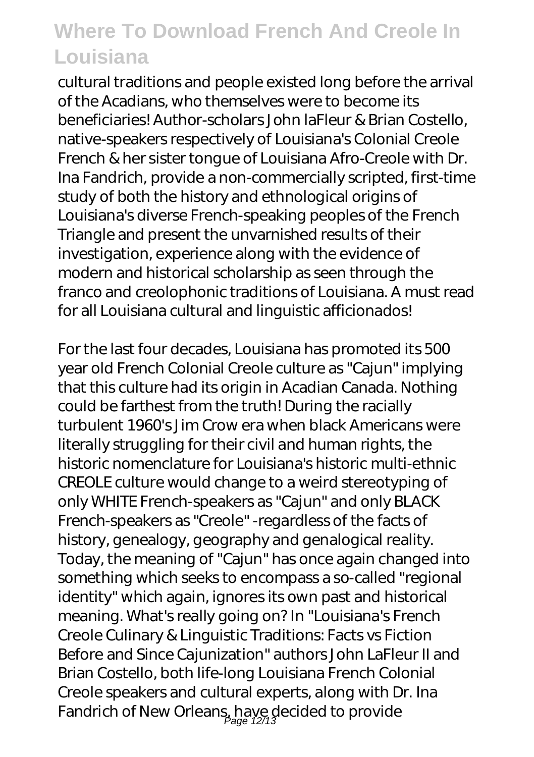cultural traditions and people existed long before the arrival of the Acadians, who themselves were to become its beneficiaries! Author-scholars John laFleur & Brian Costello, native-speakers respectively of Louisiana's Colonial Creole French & her sister tongue of Louisiana Afro-Creole with Dr. Ina Fandrich, provide a non-commercially scripted, first-time study of both the history and ethnological origins of Louisiana's diverse French-speaking peoples of the French Triangle and present the unvarnished results of their investigation, experience along with the evidence of modern and historical scholarship as seen through the franco and creolophonic traditions of Louisiana. A must read for all Louisiana cultural and linguistic afficionados!

For the last four decades, Louisiana has promoted its 500 year old French Colonial Creole culture as "Cajun" implying that this culture had its origin in Acadian Canada. Nothing could be farthest from the truth! During the racially turbulent 1960's Jim Crow era when black Americans were literally struggling for their civil and human rights, the historic nomenclature for Louisiana's historic multi-ethnic CREOLE culture would change to a weird stereotyping of only WHITE French-speakers as "Cajun" and only BLACK French-speakers as "Creole" -regardless of the facts of history, genealogy, geography and genalogical reality. Today, the meaning of "Cajun" has once again changed into something which seeks to encompass a so-called "regional identity" which again, ignores its own past and historical meaning. What's really going on? In "Louisiana's French Creole Culinary & Linguistic Traditions: Facts vs Fiction Before and Since Cajunization" authors John LaFleur II and Brian Costello, both life-long Louisiana French Colonial Creole speakers and cultural experts, along with Dr. Ina Fandrich of New Orleans, have decided to provide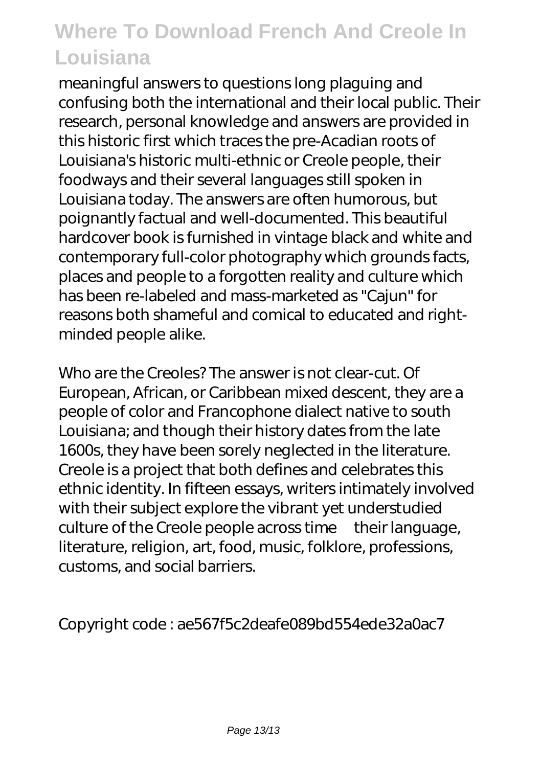meaningful answers to questions long plaguing and confusing both the international and their local public. Their research, personal knowledge and answers are provided in this historic first which traces the pre-Acadian roots of Louisiana's historic multi-ethnic or Creole people, their foodways and their several languages still spoken in Louisiana today. The answers are often humorous, but poignantly factual and well-documented. This beautiful hardcover book is furnished in vintage black and white and contemporary full-color photography which grounds facts, places and people to a forgotten reality and culture which has been re-labeled and mass-marketed as "Cajun" for reasons both shameful and comical to educated and right-minded people alike.

Who are the Creoles? The answer is not clear-cut. Of European, African, or Caribbean mixed descent, they are a people of color and Francophone dialect native to south Louisiana; and though their history dates from the late 1600s, they have been sorely neglected in the literature. Creole is a project that both defines and celebrates this ethnic identity. In fifteen essays, writers intimately involved with their subject explore the vibrant yet understudied culture of the Creole people across time—their language, literature, religion, art, food, music, folklore, professions, customs, and social barriers.

Copyright code : ae567f5c2deafe089bd554ede32a0ac7